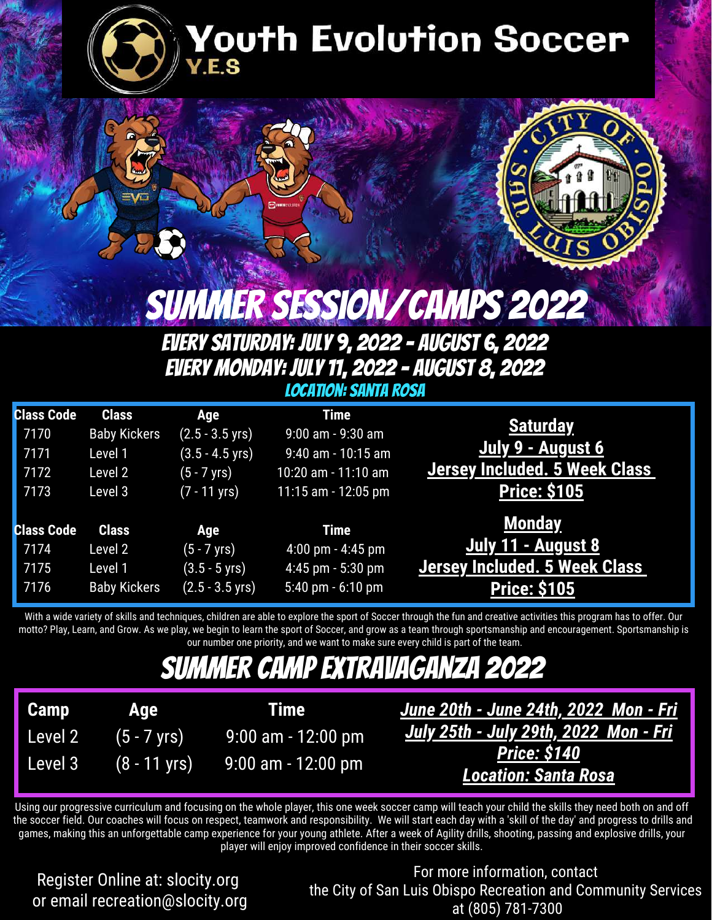# Youth Evolution Soccer

Y.E.S

# SUMMER SESSION/CAMPS 2022

## EVERY SATURDAY: JULY 9, 2022 - AUGUST 6, 2022
## EVERY MONDAY: JULY 11, 2022 - AUGUST 8, 2022

LOCATION: SANTA ROSA

| Class Code | Class | Age | Time | |
|---|---|---|---|---|
| 7170 | Baby Kickers | (2.5 - 3.5 yrs) | 9:00 am - 9:30 am | **Saturday** |
| 7171 | Level 1 | (3.5 - 4.5 yrs) | 9:40 am - 10:15 am | **July 9 - August 6** |
| 7172 | Level 2 | (5 - 7 yrs) | 10:20 am - 11:10 am | **Jersey Included. 5 Week Class** |
| 7173 | Level 3 | (7 - 11 yrs) | 11:15 am - 12:05 pm | **Price: $105** |

| Class Code | Class | Age | Time | |
|---|---|---|---|---|
| 7174 | Level 2 | (5 - 7 yrs) | 4:00 pm - 4:45 pm | **Monday** **July 11 - August 8** |
| 7175 | Level 1 | (3.5 - 5 yrs) | 4:45 pm - 5:30 pm | **Jersey Included. 5 Week Class** |
| 7176 | Baby Kickers | (2.5 - 3.5 yrs) | 5:40 pm - 6:10 pm | **Price: $105** |

With a wide variety of skills and techniques, children are able to explore the sport of Soccer through the fun and creative activities this program has to offer. Our motto? Play, Learn, and Grow. As we play, we begin to learn the sport of Soccer, and grow as a team through sportsmanship and encouragement. Sportsmanship is our number one priority, and we want to make sure every child is part of the team.

# SUMMER CAMP EXTRAVAGANZA 2022

| Camp | Age | Time | |
|---|---|---|---|
| Level 2 | (5 - 7 yrs) | 9:00 am - 12:00 pm | ***June 20th - June 24th, 2022 Mon - Fri*** ***July 25th - July 29th, 2022 Mon - Fri*** |
| Level 3 | (8 - 11 yrs) | 9:00 am - 12:00 pm | ***Price: $140*** ***Location: Santa Rosa*** |

Using our progressive curriculum and focusing on the whole player, this one week soccer camp will teach your child the skills they need both on and off the soccer field. Our coaches will focus on respect, teamwork and responsibility. We will start each day with a 'skill of the day' and progress to drills and games, making this an unforgettable camp experience for your young athlete. After a week of Agility drills, shooting, passing and explosive drills, your player will enjoy improved confidence in their soccer skills.

Register Online at: slocity.org
or email recreation@slocity.org

For more information, contact
the City of San Luis Obispo Recreation and Community Services
at (805) 781-7300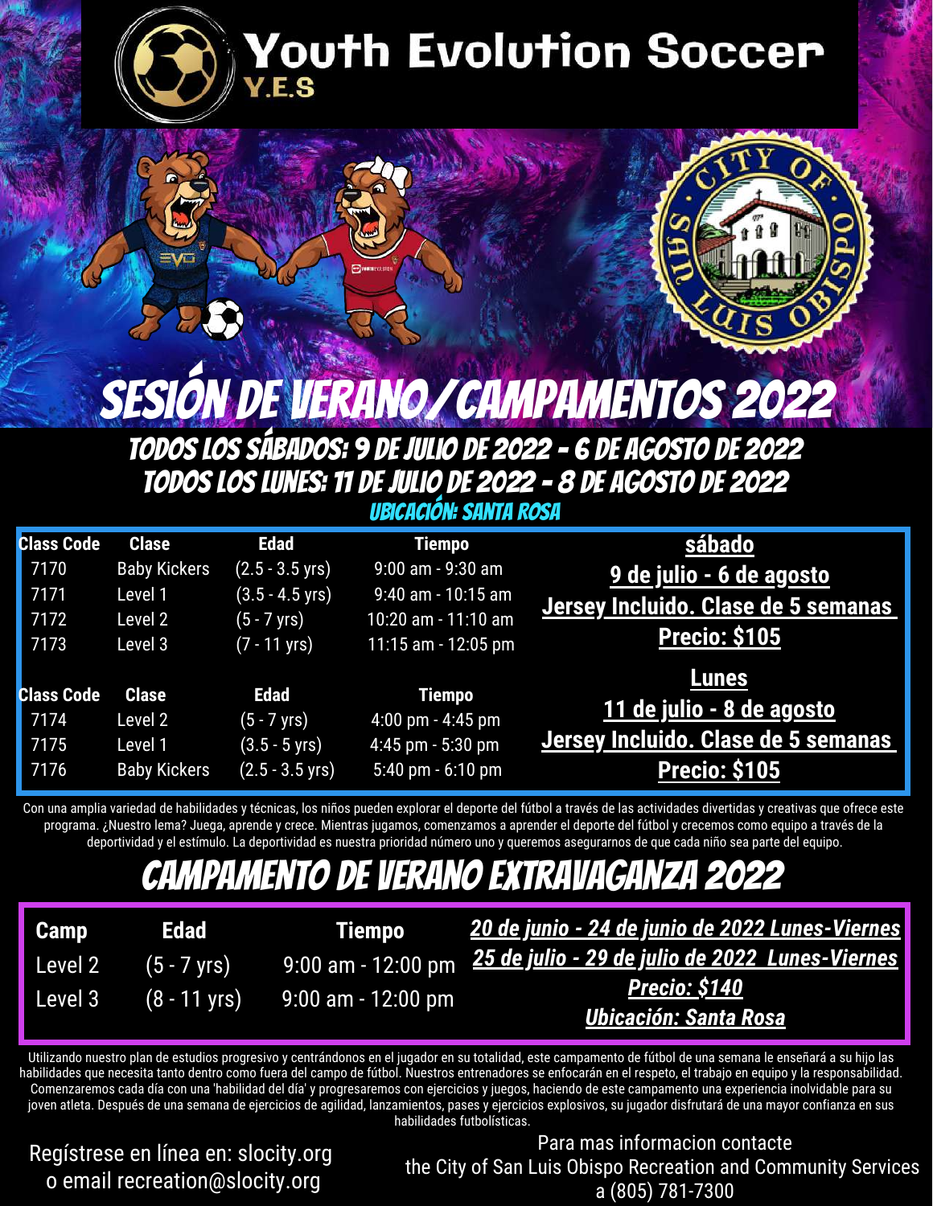# Youth Evolution Soccer

Y.E.S

# SESIÓN DE VERANO/CAMPAMENTOS 2022

## TODOS LOS SÁBADOS: 9 DE JULIO DE 2022 - 6 DE AGOSTO DE 2022
## TODOS LOS LUNES: 11 DE JULIO DE 2022 - 8 DE AGOSTO DE 2022

UBICACIÓN: SANTA ROSA

| Class Code | Clase | Edad | Tiempo |
|---|---|---|---|
| 7170 | Baby Kickers | (2.5 - 3.5 yrs) | 9:00 am - 9:30 am |
| 7171 | Level 1 | (3.5 - 4.5 yrs) | 9:40 am - 10:15 am |
| 7172 | Level 2 | (5 - 7 yrs) | 10:20 am - 11:10 am |
| 7173 | Level 3 | (7 - 11 yrs) | 11:15 am - 12:05 pm |

**sábado**
**9 de julio - 6 de agosto**
**Jersey Incluido. Clase de 5 semanas**
**Precio: $105**

| Class Code | Clase | Edad | Tiempo |
|---|---|---|---|
| 7174 | Level 2 | (5 - 7 yrs) | 4:00 pm - 4:45 pm |
| 7175 | Level 1 | (3.5 - 5 yrs) | 4:45 pm - 5:30 pm |
| 7176 | Baby Kickers | (2.5 - 3.5 yrs) | 5:40 pm - 6:10 pm |

**Lunes**
**11 de julio - 8 de agosto**
**Jersey Incluido. Clase de 5 semanas**
**Precio: $105**

Con una amplia variedad de habilidades y técnicas, los niños pueden explorar el deporte del fútbol a través de las actividades divertidas y creativas que ofrece este programa. ¿Nuestro lema? Juega, aprende y crece. Mientras jugamos, comenzamos a aprender el deporte del fútbol y crecemos como equipo a través de la deportividad y el estímulo. La deportividad es nuestra prioridad número uno y queremos asegurarnos de que cada niño sea parte del equipo.

# CAMPAMENTO DE VERANO EXTRAVAGANZA 2022

| Camp | Edad | Tiempo |
|---|---|---|
| Level 2 | (5 - 7 yrs) | 9:00 am - 12:00 pm |
| Level 3 | (8 - 11 yrs) | 9:00 am - 12:00 pm |

***20 de junio - 24 de junio de 2022 Lunes-Viernes***
***25 de julio - 29 de julio de 2022 Lunes-Viernes***
***Precio: $140***
***Ubicación: Santa Rosa***

Utilizando nuestro plan de estudios progresivo y centrándonos en el jugador en su totalidad, este campamento de fútbol de una semana le enseñará a su hijo las habilidades que necesita tanto dentro como fuera del campo de fútbol. Nuestros entrenadores se enfocarán en el respeto, el trabajo en equipo y la responsabilidad. Comenzaremos cada día con una 'habilidad del día' y progresaremos con ejercicios y juegos, haciendo de este campamento una experiencia inolvidable para su joven atleta. Después de una semana de ejercicios de agilidad, lanzamientos, pases y ejercicios explosivos, su jugador disfrutará de una mayor confianza en sus habilidades futbolísticas.

Regístrese en línea en: slocity.org
o email recreation@slocity.org

Para mas informacion contacte
the City of San Luis Obispo Recreation and Community Services
a (805) 781-7300